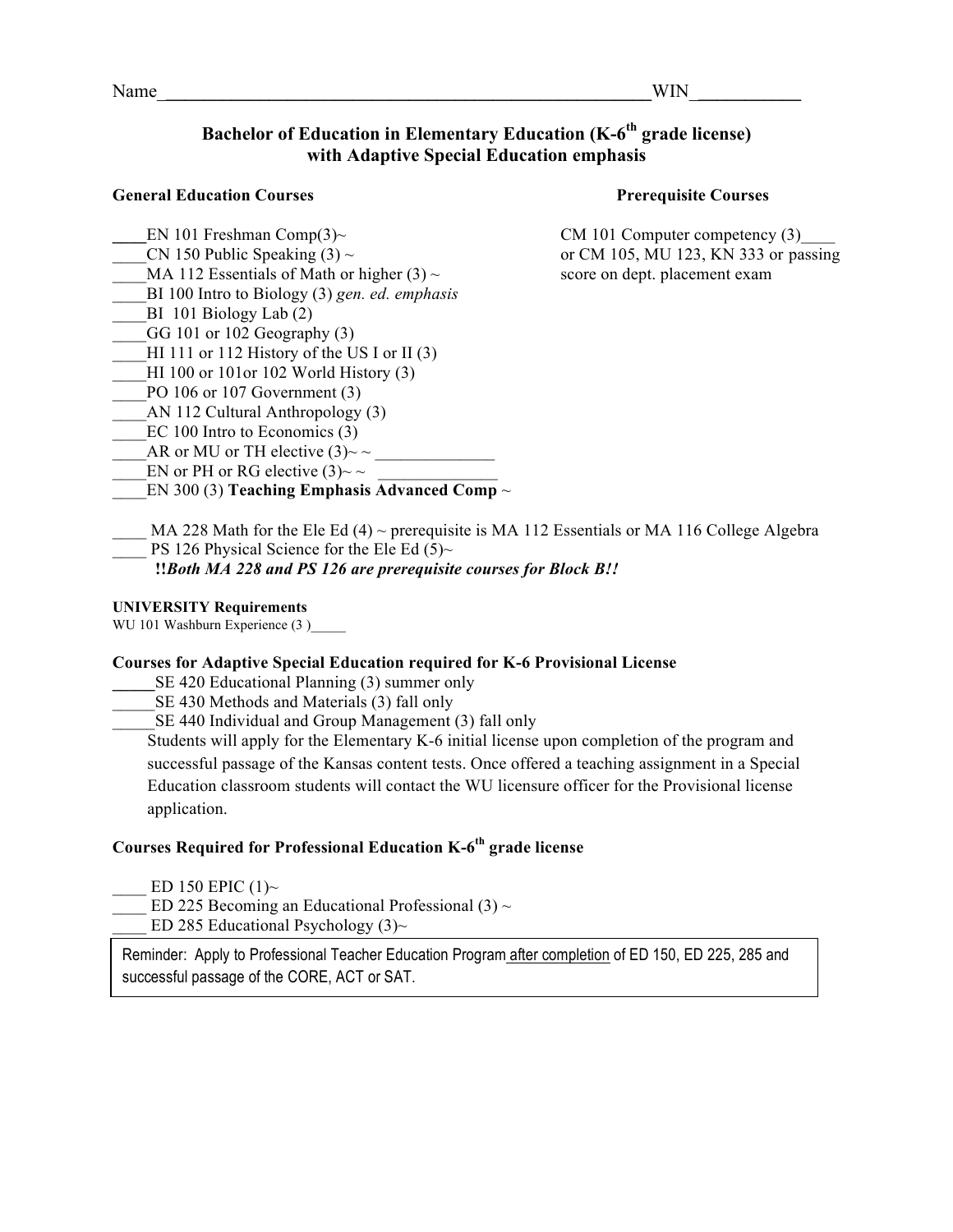Name_____________________________________________________WIN___________

## Bachelor of Education in Elementary Education (K-6th grade license) with Adaptive Special Education emphasis

**General Education Courses**

____EN 101 Freshman Comp(3)~
____CN 150 Public Speaking (3) ~
____MA 112 Essentials of Math or higher (3) ~
____BI 100 Intro to Biology (3) *gen. ed. emphasis*
____BI 101 Biology Lab (2)
____GG 101 or 102 Geography (3)
____HI 111 or 112 History of the US I or II (3)
____HI 100 or 101or 102 World History (3)
____PO 106 or 107 Government (3)
____AN 112 Cultural Anthropology (3)
____EC 100 Intro to Economics (3)
____AR or MU or TH elective (3)~ ~ ______________
____EN or PH or RG elective (3)~ ~ ______________
____EN 300 (3) **Teaching Emphasis Advanced Comp** ~

**Prerequisite Courses**

CM 101 Computer competency (3)____
or CM 105, MU 123, KN 333 or passing score on dept. placement exam

____ MA 228 Math for the Ele Ed (4) ~ prerequisite is MA 112 Essentials or MA 116 College Algebra
____ PS 126 Physical Science for the Ele Ed (5)~

**!!*Both MA 228 and PS 126 are prerequisite courses for Block B!!***

**UNIVERSITY Requirements**

WU 101 Washburn Experience (3 )_____

**Courses for Adaptive Special Education required for K-6 Provisional License**

_____SE 420 Educational Planning (3) summer only
_____SE 430 Methods and Materials (3) fall only
_____SE 440 Individual and Group Management (3) fall only

Students will apply for the Elementary K-6 initial license upon completion of the program and successful passage of the Kansas content tests. Once offered a teaching assignment in a Special Education classroom students will contact the WU licensure officer for the Provisional license application.

**Courses Required for Professional Education K-6th grade license**

____ ED 150 EPIC (1)~
____ ED 225 Becoming an Educational Professional (3) ~
____ ED 285 Educational Psychology (3)~

Reminder: Apply to Professional Teacher Education Program after completion of ED 150, ED 225, 285 and successful passage of the CORE, ACT or SAT.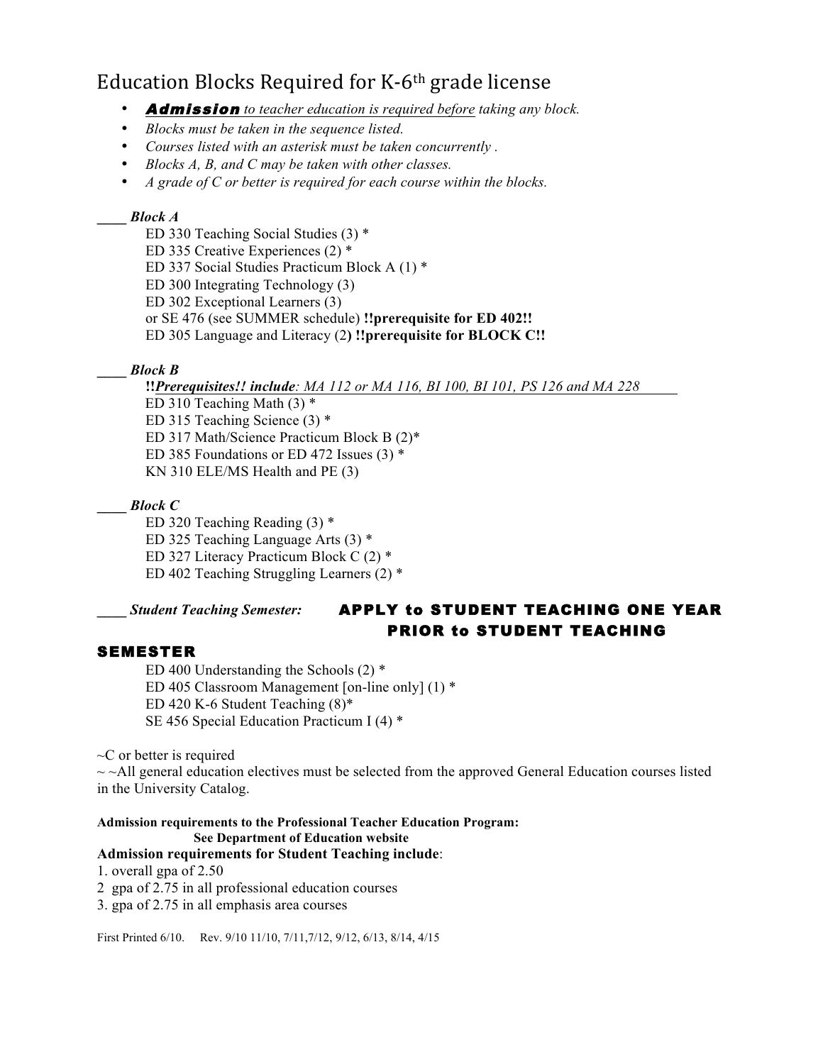# Education Blocks Required for K-6th grade license

- ***Admission*** *to teacher education is required before taking any block.*
- *Blocks must be taken in the sequence listed.*
- *Courses listed with an asterisk must be taken concurrently .*
- *Blocks A, B, and C may be taken with other classes.*
- *A grade of C or better is required for each course within the blocks.*

**____ *Block A***

ED 330 Teaching Social Studies (3) *
ED 335 Creative Experiences (2) *
ED 337 Social Studies Practicum Block A (1) *
ED 300 Integrating Technology (3)
ED 302 Exceptional Learners (3)
or SE 476 (see SUMMER schedule) **!!prerequisite for ED 402!!**
ED 305 Language and Literacy (2**) !!prerequisite for BLOCK C!!**

**____ *Block B***

**!!*Prerequisites!! include*:** *MA 112 or MA 116, BI 100, BI 101, PS 126 and MA 228*
ED 310 Teaching Math (3) *
ED 315 Teaching Science (3) *
ED 317 Math/Science Practicum Block B (2)*
ED 385 Foundations or ED 472 Issues (3) *
KN 310 ELE/MS Health and PE (3)

**____ *Block C***

ED 320 Teaching Reading (3) *
ED 325 Teaching Language Arts (3) *
ED 327 Literacy Practicum Block C (2) *
ED 402 Teaching Struggling Learners (2) *

**____ *Student Teaching Semester:*** **APPLY to STUDENT TEACHING ONE YEAR PRIOR to STUDENT TEACHING SEMESTER**

ED 400 Understanding the Schools (2) *
ED 405 Classroom Management [on-line only] (1) *
ED 420 K-6 Student Teaching (8)*
SE 456 Special Education Practicum I (4) *

~C or better is required
~ ~All general education electives must be selected from the approved General Education courses listed in the University Catalog.

**Admission requirements to the Professional Teacher Education Program:**
**See Department of Education website**

**Admission requirements for Student Teaching include**:

1. overall gpa of 2.50
2. gpa of 2.75 in all professional education courses
3. gpa of 2.75 in all emphasis area courses

First Printed 6/10. Rev. 9/10 11/10, 7/11,7/12, 9/12, 6/13, 8/14, 4/15